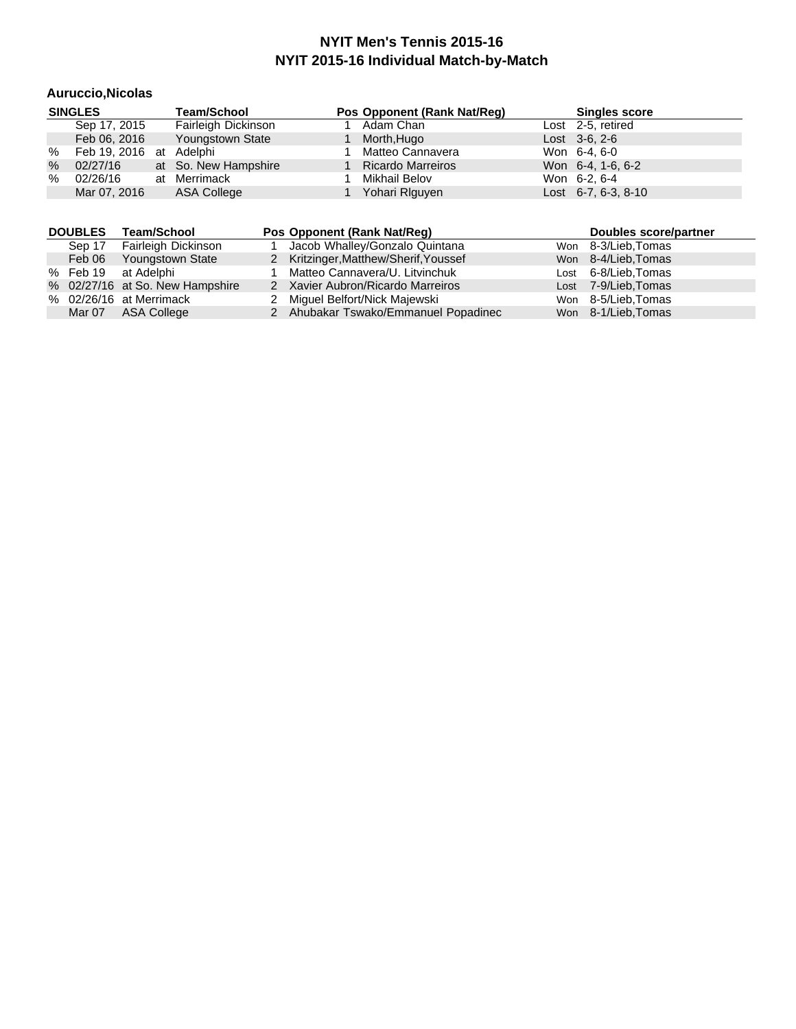# NYIT Men's Tennis 2015-16

## NYIT 2015-16 Individual Match-by-Match

### Auruccio,Nicolas

| | SINGLES | | Team/School | Pos | Opponent (Rank Nat/Reg) | | Singles score |
|---|---|---|---|---|---|---|---|
| | Sep 17, 2015 | | Fairleigh Dickinson | 1 | Adam Chan | Lost | 2-5, retired |
| | Feb 06, 2016 | | Youngstown State | 1 | Morth,Hugo | Lost | 3-6, 2-6 |
| % | Feb 19, 2016 | at | Adelphi | 1 | Matteo Cannavera | Won | 6-4, 6-0 |
| % | 02/27/16 | at | So. New Hampshire | 1 | Ricardo Marreiros | Won | 6-4, 1-6, 6-2 |
| % | 02/26/16 | at | Merrimack | 1 | Mikhail Belov | Won | 6-2, 6-4 |
| | Mar 07, 2016 | | ASA College | 1 | Yohari RIguyen | Lost | 6-7, 6-3, 8-10 |

| | DOUBLES | Team/School | Pos | Opponent (Rank Nat/Reg) | | Doubles score/partner |
|---|---|---|---|---|---|---|
| | Sep 17 | Fairleigh Dickinson | 1 | Jacob Whalley/Gonzalo Quintana | Won | 8-3/Lieb,Tomas |
| | Feb 06 | Youngstown State | 2 | Kritzinger,Matthew/Sherif,Youssef | Won | 8-4/Lieb,Tomas |
| % | Feb 19 | at Adelphi | 1 | Matteo Cannavera/U. Litvinchuk | Lost | 6-8/Lieb,Tomas |
| % | 02/27/16 | at So. New Hampshire | 2 | Xavier Aubron/Ricardo Marreiros | Lost | 7-9/Lieb,Tomas |
| % | 02/26/16 | at Merrimack | 2 | Miguel Belfort/Nick Majewski | Won | 8-5/Lieb,Tomas |
| | Mar 07 | ASA College | 2 | Ahubakar Tswako/Emmanuel Popadinec | Won | 8-1/Lieb,Tomas |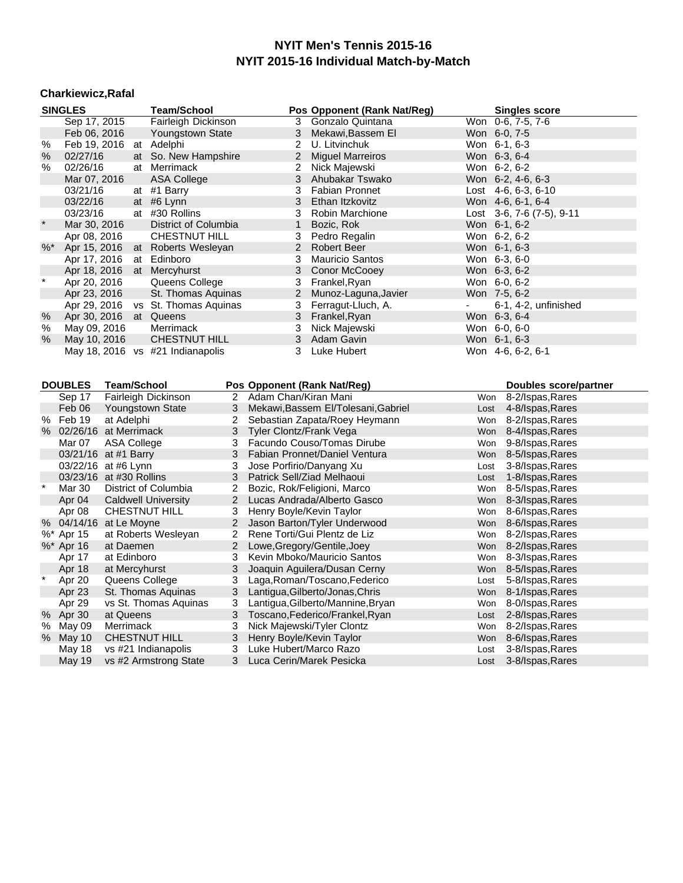# NYIT Men's Tennis 2015-16
## NYIT 2015-16 Individual Match-by-Match

### Charkiewicz,Rafal

| | SINGLES | | Team/School | Pos | Opponent (Rank Nat/Reg) | | Singles score |
|---|---|---|---|---|---|---|---|
| | Sep 17, 2015 | | Fairleigh Dickinson | 3 | Gonzalo Quintana | Won | 0-6, 7-5, 7-6 |
| | Feb 06, 2016 | | Youngstown State | 3 | Mekawi,Bassem El | Won | 6-0, 7-5 |
| % | Feb 19, 2016 | at | Adelphi | 2 | U. Litvinchuk | Won | 6-1, 6-3 |
| % | 02/27/16 | at | So. New Hampshire | 2 | Miguel Marreiros | Won | 6-3, 6-4 |
| % | 02/26/16 | at | Merrimack | 2 | Nick Majewski | Won | 6-2, 6-2 |
| | Mar 07, 2016 | | ASA College | 3 | Ahubakar Tswako | Won | 6-2, 4-6, 6-3 |
| | 03/21/16 | at | #1 Barry | 3 | Fabian Pronnet | Lost | 4-6, 6-3, 6-10 |
| | 03/22/16 | at | #6 Lynn | 3 | Ethan Itzkovitz | Won | 4-6, 6-1, 6-4 |
| | 03/23/16 | at | #30 Rollins | 3 | Robin Marchione | Lost | 3-6, 7-6 (7-5), 9-11 |
| * | Mar 30, 2016 | | District of Columbia | 1 | Bozic, Rok | Won | 6-1, 6-2 |
| | Apr 08, 2016 | | CHESTNUT HILL | 3 | Pedro Regalin | Won | 6-2, 6-2 |
| %* | Apr 15, 2016 | at | Roberts Wesleyan | 2 | Robert Beer | Won | 6-1, 6-3 |
| | Apr 17, 2016 | at | Edinboro | 3 | Mauricio Santos | Won | 6-3, 6-0 |
| | Apr 18, 2016 | at | Mercyhurst | 3 | Conor McCooey | Won | 6-3, 6-2 |
| * | Apr 20, 2016 | | Queens College | 3 | Frankel,Ryan | Won | 6-0, 6-2 |
| | Apr 23, 2016 | | St. Thomas Aquinas | 2 | Munoz-Laguna,Javier | Won | 7-5, 6-2 |
| | Apr 29, 2016 | vs | St. Thomas Aquinas | 3 | Ferragut-Lluch, A. | - | 6-1, 4-2, unfinished |
| % | Apr 30, 2016 | at | Queens | 3 | Frankel,Ryan | Won | 6-3, 6-4 |
| % | May 09, 2016 | | Merrimack | 3 | Nick Majewski | Won | 6-0, 6-0 |
| % | May 10, 2016 | | CHESTNUT HILL | 3 | Adam Gavin | Won | 6-1, 6-3 |
| | May 18, 2016 | vs | #21 Indianapolis | 3 | Luke Hubert | Won | 4-6, 6-2, 6-1 |

| | DOUBLES | Team/School | Pos | Opponent (Rank Nat/Reg) | | Doubles score/partner |
|---|---|---|---|---|---|---|
| | Sep 17 | Fairleigh Dickinson | 2 | Adam Chan/Kiran Mani | Won | 8-2/Ispas,Rares |
| | Feb 06 | Youngstown State | 3 | Mekawi,Bassem El/Tolesani,Gabriel | Lost | 4-8/Ispas,Rares |
| % | Feb 19 | at Adelphi | 2 | Sebastian Zapata/Roey Heymann | Won | 8-2/Ispas,Rares |
| % | 02/26/16 | at Merrimack | 3 | Tyler Clontz/Frank Vega | Won | 8-4/Ispas,Rares |
| | Mar 07 | ASA College | 3 | Facundo Couso/Tomas Dirube | Won | 9-8/Ispas,Rares |
| | 03/21/16 | at #1 Barry | 3 | Fabian Pronnet/Daniel Ventura | Won | 8-5/Ispas,Rares |
| | 03/22/16 | at #6 Lynn | 3 | Jose Porfirio/Danyang Xu | Lost | 3-8/Ispas,Rares |
| | 03/23/16 | at #30 Rollins | 3 | Patrick Sell/Ziad Melhaoui | Lost | 1-8/Ispas,Rares |
| * | Mar 30 | District of Columbia | 2 | Bozic, Rok/Feligioni, Marco | Won | 8-5/Ispas,Rares |
| | Apr 04 | Caldwell University | 2 | Lucas Andrada/Alberto Gasco | Won | 8-3/Ispas,Rares |
| | Apr 08 | CHESTNUT HILL | 3 | Henry Boyle/Kevin Taylor | Won | 8-6/Ispas,Rares |
| % | 04/14/16 | at Le Moyne | 2 | Jason Barton/Tyler Underwood | Won | 8-6/Ispas,Rares |
| %* | Apr 15 | at Roberts Wesleyan | 2 | Rene Torti/Gui Plentz de Liz | Won | 8-2/Ispas,Rares |
| %* | Apr 16 | at Daemen | 2 | Lowe,Gregory/Gentile,Joey | Won | 8-2/Ispas,Rares |
| | Apr 17 | at Edinboro | 3 | Kevin Mboko/Mauricio Santos | Won | 8-3/Ispas,Rares |
| | Apr 18 | at Mercyhurst | 3 | Joaquin Aguilera/Dusan Cerny | Won | 8-5/Ispas,Rares |
| * | Apr 20 | Queens College | 3 | Laga,Roman/Toscano,Federico | Lost | 5-8/Ispas,Rares |
| | Apr 23 | St. Thomas Aquinas | 3 | Lantigua,Gilberto/Jonas,Chris | Won | 8-1/Ispas,Rares |
| | Apr 29 | vs St. Thomas Aquinas | 3 | Lantigua,Gilberto/Mannine,Bryan | Won | 8-0/Ispas,Rares |
| % | Apr 30 | at Queens | 3 | Toscano,Federico/Frankel,Ryan | Lost | 2-8/Ispas,Rares |
| % | May 09 | Merrimack | 3 | Nick Majewski/Tyler Clontz | Won | 8-2/Ispas,Rares |
| % | May 10 | CHESTNUT HILL | 3 | Henry Boyle/Kevin Taylor | Won | 8-6/Ispas,Rares |
| | May 18 | vs #21 Indianapolis | 3 | Luke Hubert/Marco Razo | Lost | 3-8/Ispas,Rares |
| | May 19 | vs #2 Armstrong State | 3 | Luca Cerin/Marek Pesicka | Lost | 3-8/Ispas,Rares |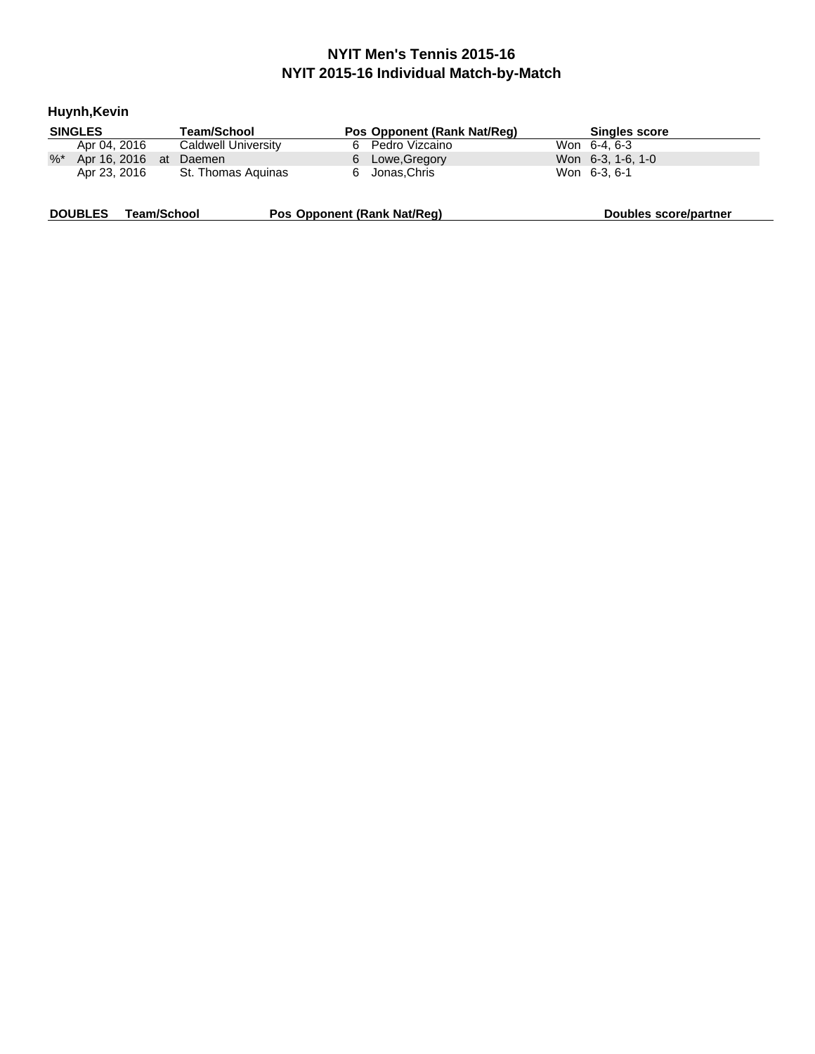# NYIT Men's Tennis 2015-16

## NYIT 2015-16 Individual Match-by-Match

### Huynh,Kevin

| SINGLES | | | Team/School | Pos | Opponent (Rank Nat/Reg) | | Singles score |
|---|---|---|---|---|---|---|---|
| | Apr 04, 2016 | | Caldwell University | 6 | Pedro Vizcaino | Won | 6-4, 6-3 |
| %* | Apr 16, 2016 | at | Daemen | 6 | Lowe,Gregory | Won | 6-3, 1-6, 1-0 |
| | Apr 23, 2016 | | St. Thomas Aquinas | 6 | Jonas,Chris | Won | 6-3, 6-1 |

| DOUBLES | Team/School | Pos | Opponent (Rank Nat/Reg) | Doubles score/partner |
|---|---|---|---|---|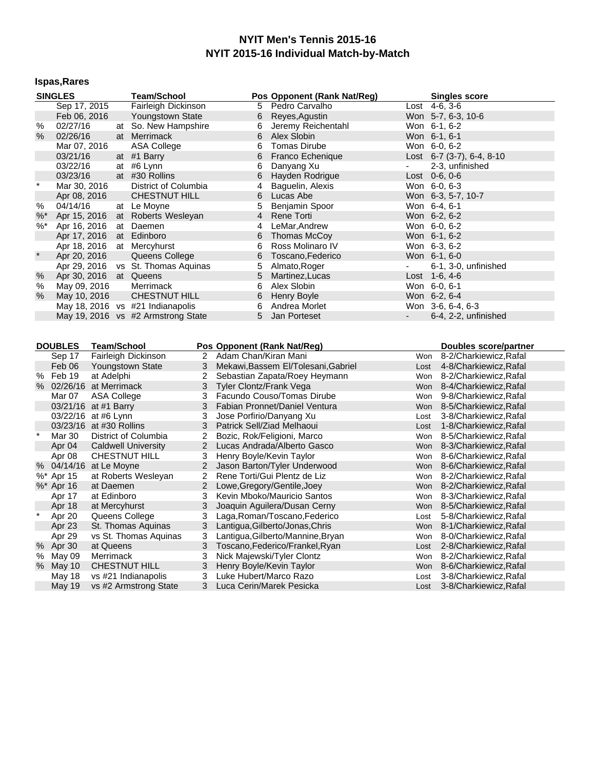# NYIT Men's Tennis 2015-16
## NYIT 2015-16 Individual Match-by-Match

### Ispas,Rares

| | SINGLES | | Team/School | Pos | Opponent (Rank Nat/Reg) | | Singles score |
|---|---|---|---|---|---|---|---|
| | Sep 17, 2015 | | Fairleigh Dickinson | 5 | Pedro Carvalho | Lost | 4-6, 3-6 |
| | Feb 06, 2016 | | Youngstown State | 6 | Reyes,Agustin | Won | 5-7, 6-3, 10-6 |
| % | 02/27/16 | at | So. New Hampshire | 6 | Jeremy Reichentahl | Won | 6-1, 6-2 |
| % | 02/26/16 | at | Merrimack | 6 | Alex Slobin | Won | 6-1, 6-1 |
| | Mar 07, 2016 | | ASA College | 6 | Tomas Dirube | Won | 6-0, 6-2 |
| | 03/21/16 | at | #1 Barry | 6 | Franco Echenique | Lost | 6-7 (3-7), 6-4, 8-10 |
| | 03/22/16 | at | #6 Lynn | 6 | Danyang Xu | - | 2-3, unfinished |
| | 03/23/16 | at | #30 Rollins | 6 | Hayden Rodrigue | Lost | 0-6, 0-6 |
| * | Mar 30, 2016 | | District of Columbia | 4 | Baguelin, Alexis | Won | 6-0, 6-3 |
| | Apr 08, 2016 | | CHESTNUT HILL | 6 | Lucas Abe | Won | 6-3, 5-7, 10-7 |
| % | 04/14/16 | at | Le Moyne | 5 | Benjamin Spoor | Won | 6-4, 6-1 |
| %* | Apr 15, 2016 | at | Roberts Wesleyan | 4 | Rene Torti | Won | 6-2, 6-2 |
| %* | Apr 16, 2016 | at | Daemen | 4 | LeMar,Andrew | Won | 6-0, 6-2 |
| | Apr 17, 2016 | at | Edinboro | 6 | Thomas McCoy | Won | 6-1, 6-2 |
| | Apr 18, 2016 | at | Mercyhurst | 6 | Ross Molinaro IV | Won | 6-3, 6-2 |
| * | Apr 20, 2016 | | Queens College | 6 | Toscano,Federico | Won | 6-1, 6-0 |
| | Apr 29, 2016 | vs | St. Thomas Aquinas | 5 | Almato,Roger | - | 6-1, 3-0, unfinished |
| % | Apr 30, 2016 | at | Queens | 5 | Martinez,Lucas | Lost | 1-6, 4-6 |
| % | May 09, 2016 | | Merrimack | 6 | Alex Slobin | Won | 6-0, 6-1 |
| % | May 10, 2016 | | CHESTNUT HILL | 6 | Henry Boyle | Won | 6-2, 6-4 |
| | May 18, 2016 | vs | #21 Indianapolis | 6 | Andrea Morlet | Won | 3-6, 6-4, 6-3 |
| | May 19, 2016 | vs | #2 Armstrong State | 5 | Jan Porteset | - | 6-4, 2-2, unfinished |

| | DOUBLES | Team/School | Pos | Opponent (Rank Nat/Reg) | | Doubles score/partner |
|---|---|---|---|---|---|---|
| | Sep 17 | Fairleigh Dickinson | 2 | Adam Chan/Kiran Mani | Won | 8-2/Charkiewicz,Rafal |
| | Feb 06 | Youngstown State | 3 | Mekawi,Bassem El/Tolesani,Gabriel | Lost | 4-8/Charkiewicz,Rafal |
| % | Feb 19 | at Adelphi | 2 | Sebastian Zapata/Roey Heymann | Won | 8-2/Charkiewicz,Rafal |
| % | 02/26/16 | at Merrimack | 3 | Tyler Clontz/Frank Vega | Won | 8-4/Charkiewicz,Rafal |
| | Mar 07 | ASA College | 3 | Facundo Couso/Tomas Dirube | Won | 9-8/Charkiewicz,Rafal |
| | 03/21/16 | at #1 Barry | 3 | Fabian Pronnet/Daniel Ventura | Won | 8-5/Charkiewicz,Rafal |
| | 03/22/16 | at #6 Lynn | 3 | Jose Porfirio/Danyang Xu | Lost | 3-8/Charkiewicz,Rafal |
| | 03/23/16 | at #30 Rollins | 3 | Patrick Sell/Ziad Melhaoui | Lost | 1-8/Charkiewicz,Rafal |
| * | Mar 30 | District of Columbia | 2 | Bozic, Rok/Feligioni, Marco | Won | 8-5/Charkiewicz,Rafal |
| | Apr 04 | Caldwell University | 2 | Lucas Andrada/Alberto Gasco | Won | 8-3/Charkiewicz,Rafal |
| | Apr 08 | CHESTNUT HILL | 3 | Henry Boyle/Kevin Taylor | Won | 8-6/Charkiewicz,Rafal |
| % | 04/14/16 | at Le Moyne | 2 | Jason Barton/Tyler Underwood | Won | 8-6/Charkiewicz,Rafal |
| %* | Apr 15 | at Roberts Wesleyan | 2 | Rene Torti/Gui Plentz de Liz | Won | 8-2/Charkiewicz,Rafal |
| %* | Apr 16 | at Daemen | 2 | Lowe,Gregory/Gentile,Joey | Won | 8-2/Charkiewicz,Rafal |
| | Apr 17 | at Edinboro | 3 | Kevin Mboko/Mauricio Santos | Won | 8-3/Charkiewicz,Rafal |
| | Apr 18 | at Mercyhurst | 3 | Joaquin Aguilera/Dusan Cerny | Won | 8-5/Charkiewicz,Rafal |
| * | Apr 20 | Queens College | 3 | Laga,Roman/Toscano,Federico | Lost | 5-8/Charkiewicz,Rafal |
| | Apr 23 | St. Thomas Aquinas | 3 | Lantigua,Gilberto/Jonas,Chris | Won | 8-1/Charkiewicz,Rafal |
| | Apr 29 | vs St. Thomas Aquinas | 3 | Lantigua,Gilberto/Mannine,Bryan | Won | 8-0/Charkiewicz,Rafal |
| % | Apr 30 | at Queens | 3 | Toscano,Federico/Frankel,Ryan | Lost | 2-8/Charkiewicz,Rafal |
| % | May 09 | Merrimack | 3 | Nick Majewski/Tyler Clontz | Won | 8-2/Charkiewicz,Rafal |
| % | May 10 | CHESTNUT HILL | 3 | Henry Boyle/Kevin Taylor | Won | 8-6/Charkiewicz,Rafal |
| | May 18 | vs #21 Indianapolis | 3 | Luke Hubert/Marco Razo | Lost | 3-8/Charkiewicz,Rafal |
| | May 19 | vs #2 Armstrong State | 3 | Luca Cerin/Marek Pesicka | Lost | 3-8/Charkiewicz,Rafal |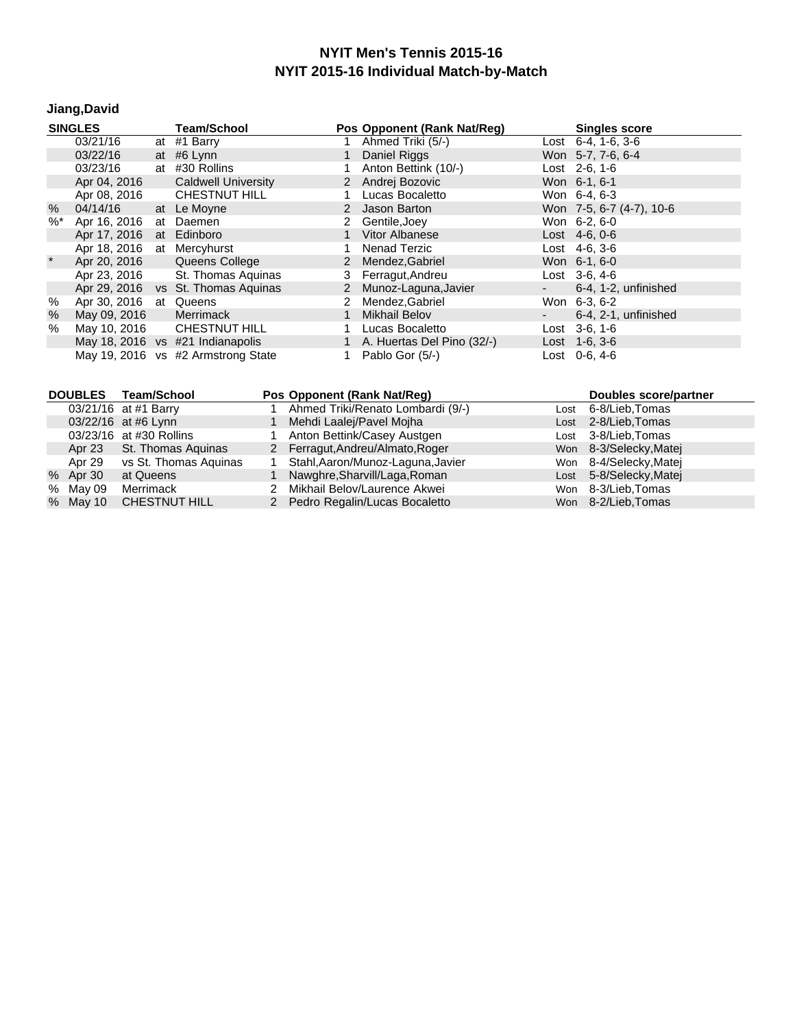# NYIT Men's Tennis 2015-16
## NYIT 2015-16 Individual Match-by-Match

### Jiang,David

| SINGLES | | | Team/School | Pos | Opponent (Rank Nat/Reg) | | Singles score |
|---|---|---|---|---|---|---|---|
| | 03/21/16 | at | #1 Barry | 1 | Ahmed Triki (5/-) | Lost | 6-4, 1-6, 3-6 |
| | 03/22/16 | at | #6 Lynn | 1 | Daniel Riggs | Won | 5-7, 7-6, 6-4 |
| | 03/23/16 | at | #30 Rollins | 1 | Anton Bettink (10/-) | Lost | 2-6, 1-6 |
| | Apr 04, 2016 | | Caldwell University | 2 | Andrej Bozovic | Won | 6-1, 6-1 |
| | Apr 08, 2016 | | CHESTNUT HILL | 1 | Lucas Bocaletto | Won | 6-4, 6-3 |
| % | 04/14/16 | at | Le Moyne | 2 | Jason Barton | Won | 7-5, 6-7 (4-7), 10-6 |
| %* | Apr 16, 2016 | at | Daemen | 2 | Gentile,Joey | Won | 6-2, 6-0 |
| | Apr 17, 2016 | at | Edinboro | 1 | Vitor Albanese | Lost | 4-6, 0-6 |
| | Apr 18, 2016 | at | Mercyhurst | 1 | Nenad Terzic | Lost | 4-6, 3-6 |
| * | Apr 20, 2016 | | Queens College | 2 | Mendez,Gabriel | Won | 6-1, 6-0 |
| | Apr 23, 2016 | | St. Thomas Aquinas | 3 | Ferragut,Andreu | Lost | 3-6, 4-6 |
| | Apr 29, 2016 | vs | St. Thomas Aquinas | 2 | Munoz-Laguna,Javier | - | 6-4, 1-2, unfinished |
| % | Apr 30, 2016 | at | Queens | 2 | Mendez,Gabriel | Won | 6-3, 6-2 |
| % | May 09, 2016 | | Merrimack | 1 | Mikhail Belov | - | 6-4, 2-1, unfinished |
| % | May 10, 2016 | | CHESTNUT HILL | 1 | Lucas Bocaletto | Lost | 3-6, 1-6 |
| | May 18, 2016 | vs | #21 Indianapolis | 1 | A. Huertas Del Pino (32/-) | Lost | 1-6, 3-6 |
| | May 19, 2016 | vs | #2 Armstrong State | 1 | Pablo Gor (5/-) | Lost | 0-6, 4-6 |

| | DOUBLES | Team/School | Pos | Opponent (Rank Nat/Reg) | | Doubles score/partner |
|---|---|---|---|---|---|---|
| | 03/21/16 | at #1 Barry | 1 | Ahmed Triki/Renato Lombardi (9/-) | Lost | 6-8/Lieb,Tomas |
| | 03/22/16 | at #6 Lynn | 1 | Mehdi Laalej/Pavel Mojha | Lost | 2-8/Lieb,Tomas |
| | 03/23/16 | at #30 Rollins | 1 | Anton Bettink/Casey Austgen | Lost | 3-8/Lieb,Tomas |
| | Apr 23 | St. Thomas Aquinas | 2 | Ferragut,Andreu/Almato,Roger | Won | 8-3/Selecky,Matej |
| | Apr 29 | vs St. Thomas Aquinas | 1 | Stahl,Aaron/Munoz-Laguna,Javier | Won | 8-4/Selecky,Matej |
| % | Apr 30 | at Queens | 1 | Nawghre,Sharvill/Laga,Roman | Lost | 5-8/Selecky,Matej |
| % | May 09 | Merrimack | 2 | Mikhail Belov/Laurence Akwei | Won | 8-3/Lieb,Tomas |
| % | May 10 | CHESTNUT HILL | 2 | Pedro Regalin/Lucas Bocaletto | Won | 8-2/Lieb,Tomas |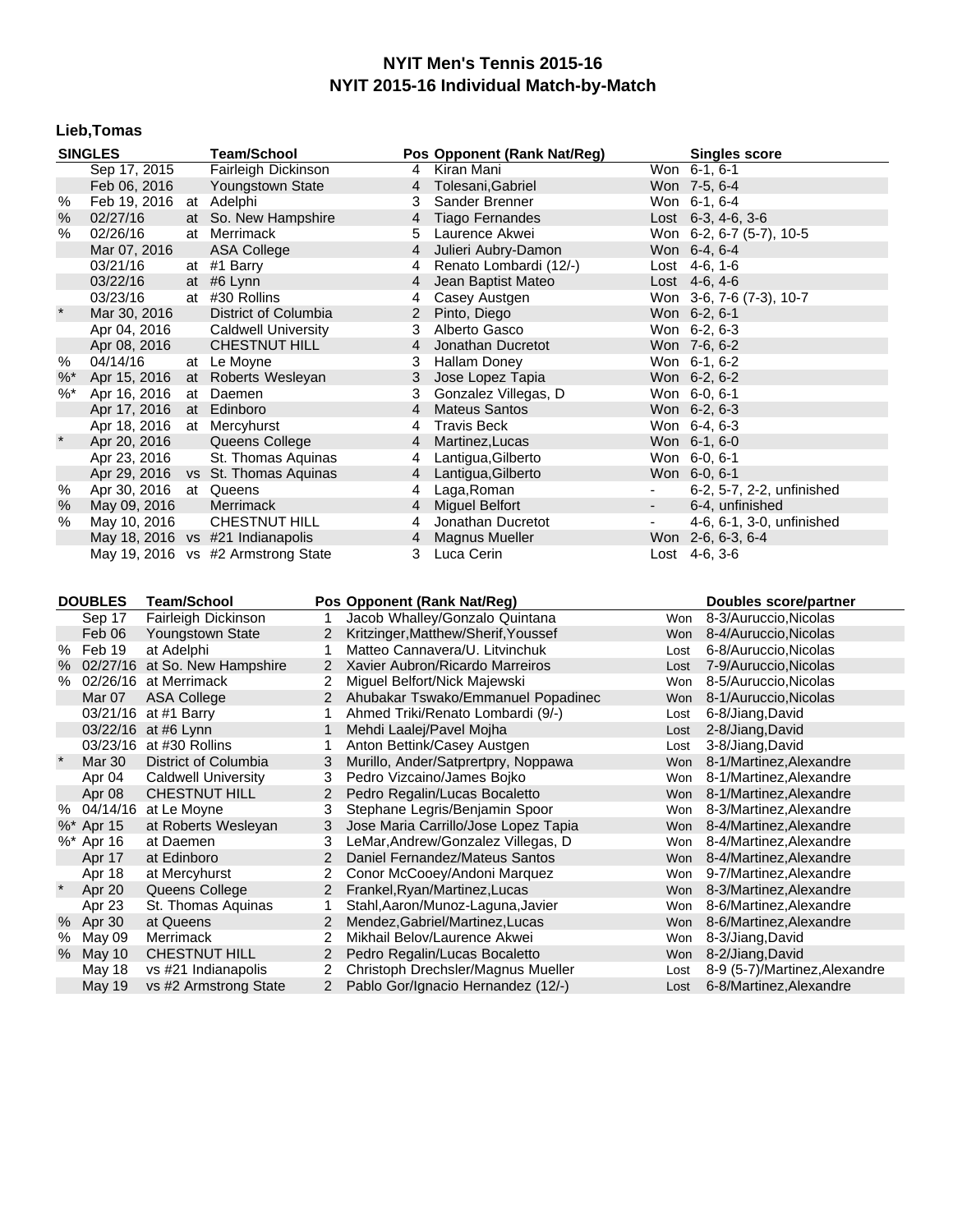# NYIT Men's Tennis 2015-16
## NYIT 2015-16 Individual Match-by-Match

### Lieb,Tomas

| | SINGLES | | Team/School | Pos | Opponent (Rank Nat/Reg) | | Singles score |
|---|---|---|---|---|---|---|---|
| | Sep 17, 2015 | | Fairleigh Dickinson | 4 | Kiran Mani | Won | 6-1, 6-1 |
| | Feb 06, 2016 | | Youngstown State | 4 | Tolesani,Gabriel | Won | 7-5, 6-4 |
| % | Feb 19, 2016 | at | Adelphi | 3 | Sander Brenner | Won | 6-1, 6-4 |
| % | 02/27/16 | at | So. New Hampshire | 4 | Tiago Fernandes | Lost | 6-3, 4-6, 3-6 |
| % | 02/26/16 | at | Merrimack | 5 | Laurence Akwei | Won | 6-2, 6-7 (5-7), 10-5 |
| | Mar 07, 2016 | | ASA College | 4 | Julieri Aubry-Damon | Won | 6-4, 6-4 |
| | 03/21/16 | at | #1 Barry | 4 | Renato Lombardi (12/-) | Lost | 4-6, 1-6 |
| | 03/22/16 | at | #6 Lynn | 4 | Jean Baptist Mateo | Lost | 4-6, 4-6 |
| | 03/23/16 | at | #30 Rollins | 4 | Casey Austgen | Won | 3-6, 7-6 (7-3), 10-7 |
| * | Mar 30, 2016 | | District of Columbia | 2 | Pinto, Diego | Won | 6-2, 6-1 |
| | Apr 04, 2016 | | Caldwell University | 3 | Alberto Gasco | Won | 6-2, 6-3 |
| | Apr 08, 2016 | | CHESTNUT HILL | 4 | Jonathan Ducretot | Won | 7-6, 6-2 |
| % | 04/14/16 | at | Le Moyne | 3 | Hallam Doney | Won | 6-1, 6-2 |
| %* | Apr 15, 2016 | at | Roberts Wesleyan | 3 | Jose Lopez Tapia | Won | 6-2, 6-2 |
| %* | Apr 16, 2016 | at | Daemen | 3 | Gonzalez Villegas, D | Won | 6-0, 6-1 |
| | Apr 17, 2016 | at | Edinboro | 4 | Mateus Santos | Won | 6-2, 6-3 |
| | Apr 18, 2016 | at | Mercyhurst | 4 | Travis Beck | Won | 6-4, 6-3 |
| * | Apr 20, 2016 | | Queens College | 4 | Martinez,Lucas | Won | 6-1, 6-0 |
| | Apr 23, 2016 | | St. Thomas Aquinas | 4 | Lantigua,Gilberto | Won | 6-0, 6-1 |
| | Apr 29, 2016 | vs | St. Thomas Aquinas | 4 | Lantigua,Gilberto | Won | 6-0, 6-1 |
| % | Apr 30, 2016 | at | Queens | 4 | Laga,Roman | - | 6-2, 5-7, 2-2, unfinished |
| % | May 09, 2016 | | Merrimack | 4 | Miguel Belfort | - | 6-4, unfinished |
| % | May 10, 2016 | | CHESTNUT HILL | 4 | Jonathan Ducretot | - | 4-6, 6-1, 3-0, unfinished |
| | May 18, 2016 | vs | #21 Indianapolis | 4 | Magnus Mueller | Won | 2-6, 6-3, 6-4 |
| | May 19, 2016 | vs | #2 Armstrong State | 3 | Luca Cerin | Lost | 4-6, 3-6 |

| | DOUBLES | Team/School | Pos | Opponent (Rank Nat/Reg) | | Doubles score/partner |
|---|---|---|---|---|---|---|
| | Sep 17 | Fairleigh Dickinson | 1 | Jacob Whalley/Gonzalo Quintana | Won | 8-3/Auruccio,Nicolas |
| | Feb 06 | Youngstown State | 2 | Kritzinger,Matthew/Sherif,Youssef | Won | 8-4/Auruccio,Nicolas |
| % | Feb 19 | at Adelphi | 1 | Matteo Cannavera/U. Litvinchuk | Lost | 6-8/Auruccio,Nicolas |
| % | 02/27/16 | at So. New Hampshire | 2 | Xavier Aubron/Ricardo Marreiros | Lost | 7-9/Auruccio,Nicolas |
| % | 02/26/16 | at Merrimack | 2 | Miguel Belfort/Nick Majewski | Won | 8-5/Auruccio,Nicolas |
| | Mar 07 | ASA College | 2 | Ahubakar Tswako/Emmanuel Popadinec | Won | 8-1/Auruccio,Nicolas |
| | 03/21/16 | at #1 Barry | 1 | Ahmed Triki/Renato Lombardi (9/-) | Lost | 6-8/Jiang,David |
| | 03/22/16 | at #6 Lynn | 1 | Mehdi Laalej/Pavel Mojha | Lost | 2-8/Jiang,David |
| | 03/23/16 | at #30 Rollins | 1 | Anton Bettink/Casey Austgen | Lost | 3-8/Jiang,David |
| * | Mar 30 | District of Columbia | 3 | Murillo, Ander/Satprertpry, Noppawa | Won | 8-1/Martinez,Alexandre |
| | Apr 04 | Caldwell University | 3 | Pedro Vizcaino/James Bojko | Won | 8-1/Martinez,Alexandre |
| | Apr 08 | CHESTNUT HILL | 2 | Pedro Regalin/Lucas Bocaletto | Won | 8-1/Martinez,Alexandre |
| % | 04/14/16 | at Le Moyne | 3 | Stephane Legris/Benjamin Spoor | Won | 8-3/Martinez,Alexandre |
| %* | Apr 15 | at Roberts Wesleyan | 3 | Jose Maria Carrillo/Jose Lopez Tapia | Won | 8-4/Martinez,Alexandre |
| %* | Apr 16 | at Daemen | 3 | LeMar,Andrew/Gonzalez Villegas, D | Won | 8-4/Martinez,Alexandre |
| | Apr 17 | at Edinboro | 2 | Daniel Fernandez/Mateus Santos | Won | 8-4/Martinez,Alexandre |
| | Apr 18 | at Mercyhurst | 2 | Conor McCooey/Andoni Marquez | Won | 9-7/Martinez,Alexandre |
| * | Apr 20 | Queens College | 2 | Frankel,Ryan/Martinez,Lucas | Won | 8-3/Martinez,Alexandre |
| | Apr 23 | St. Thomas Aquinas | 1 | Stahl,Aaron/Munoz-Laguna,Javier | Won | 8-6/Martinez,Alexandre |
| % | Apr 30 | at Queens | 2 | Mendez,Gabriel/Martinez,Lucas | Won | 8-6/Martinez,Alexandre |
| % | May 09 | Merrimack | 2 | Mikhail Belov/Laurence Akwei | Won | 8-3/Jiang,David |
| % | May 10 | CHESTNUT HILL | 2 | Pedro Regalin/Lucas Bocaletto | Won | 8-2/Jiang,David |
| | May 18 | vs #21 Indianapolis | 2 | Christoph Drechsler/Magnus Mueller | Lost | 8-9 (5-7)/Martinez,Alexandre |
| | May 19 | vs #2 Armstrong State | 2 | Pablo Gor/Ignacio Hernandez (12/-) | Lost | 6-8/Martinez,Alexandre |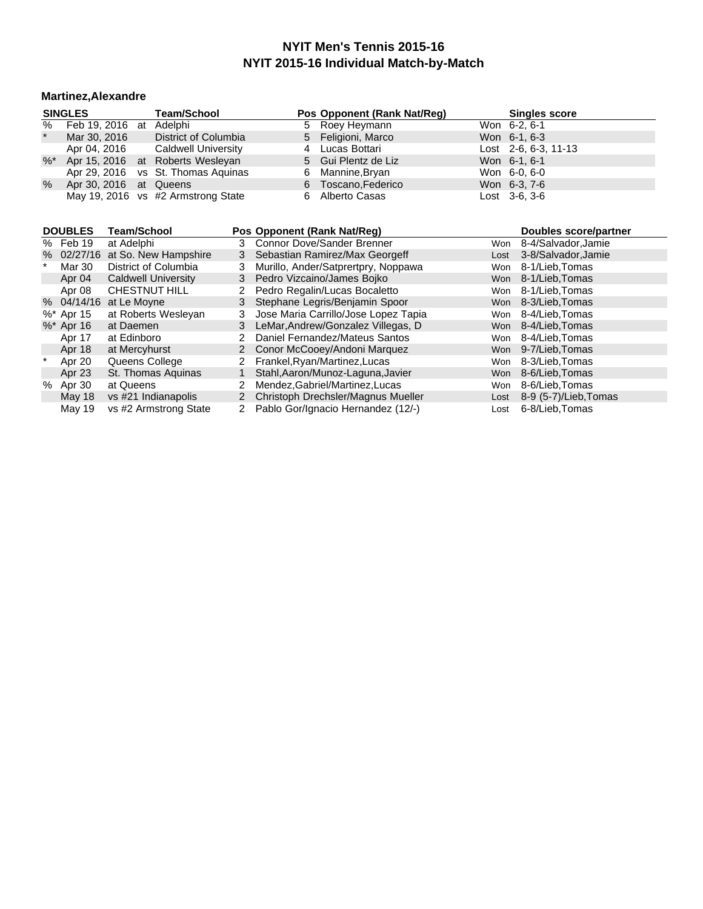# NYIT Men's Tennis 2015-16
## NYIT 2015-16 Individual Match-by-Match

### Martinez,Alexandre

| | SINGLES | | Team/School | Pos | Opponent (Rank Nat/Reg) | | Singles score |
|---|---|---|---|---|---|---|---|
| % | Feb 19, 2016 | at | Adelphi | 5 | Roey Heymann | Won | 6-2, 6-1 |
| * | Mar 30, 2016 | | District of Columbia | 5 | Feligioni, Marco | Won | 6-1, 6-3 |
| | Apr 04, 2016 | | Caldwell University | 4 | Lucas Bottari | Lost | 2-6, 6-3, 11-13 |
| %* | Apr 15, 2016 | at | Roberts Wesleyan | 5 | Gui Plentz de Liz | Won | 6-1, 6-1 |
| | Apr 29, 2016 | vs | St. Thomas Aquinas | 6 | Mannine,Bryan | Won | 6-0, 6-0 |
| % | Apr 30, 2016 | at | Queens | 6 | Toscano,Federico | Won | 6-3, 7-6 |
| | May 19, 2016 | vs | #2 Armstrong State | 6 | Alberto Casas | Lost | 3-6, 3-6 |

| | DOUBLES | Team/School | Pos | Opponent (Rank Nat/Reg) | | Doubles score/partner |
|---|---|---|---|---|---|---|
| % | Feb 19 | at Adelphi | 3 | Connor Dove/Sander Brenner | Won | 8-4/Salvador,Jamie |
| % | 02/27/16 | at So. New Hampshire | 3 | Sebastian Ramirez/Max Georgeff | Lost | 3-8/Salvador,Jamie |
| * | Mar 30 | District of Columbia | 3 | Murillo, Ander/Satprertpry, Noppawa | Won | 8-1/Lieb,Tomas |
| | Apr 04 | Caldwell University | 3 | Pedro Vizcaino/James Bojko | Won | 8-1/Lieb,Tomas |
| | Apr 08 | CHESTNUT HILL | 2 | Pedro Regalin/Lucas Bocaletto | Won | 8-1/Lieb,Tomas |
| % | 04/14/16 | at Le Moyne | 3 | Stephane Legris/Benjamin Spoor | Won | 8-3/Lieb,Tomas |
| %* | Apr 15 | at Roberts Wesleyan | 3 | Jose Maria Carrillo/Jose Lopez Tapia | Won | 8-4/Lieb,Tomas |
| %* | Apr 16 | at Daemen | 3 | LeMar,Andrew/Gonzalez Villegas, D | Won | 8-4/Lieb,Tomas |
| | Apr 17 | at Edinboro | 2 | Daniel Fernandez/Mateus Santos | Won | 8-4/Lieb,Tomas |
| | Apr 18 | at Mercyhurst | 2 | Conor McCooey/Andoni Marquez | Won | 9-7/Lieb,Tomas |
| * | Apr 20 | Queens College | 2 | Frankel,Ryan/Martinez,Lucas | Won | 8-3/Lieb,Tomas |
| | Apr 23 | St. Thomas Aquinas | 1 | Stahl,Aaron/Munoz-Laguna,Javier | Won | 8-6/Lieb,Tomas |
| % | Apr 30 | at Queens | 2 | Mendez,Gabriel/Martinez,Lucas | Won | 8-6/Lieb,Tomas |
| | May 18 | vs #21 Indianapolis | 2 | Christoph Drechsler/Magnus Mueller | Lost | 8-9 (5-7)/Lieb,Tomas |
| | May 19 | vs #2 Armstrong State | 2 | Pablo Gor/Ignacio Hernandez (12/-) | Lost | 6-8/Lieb,Tomas |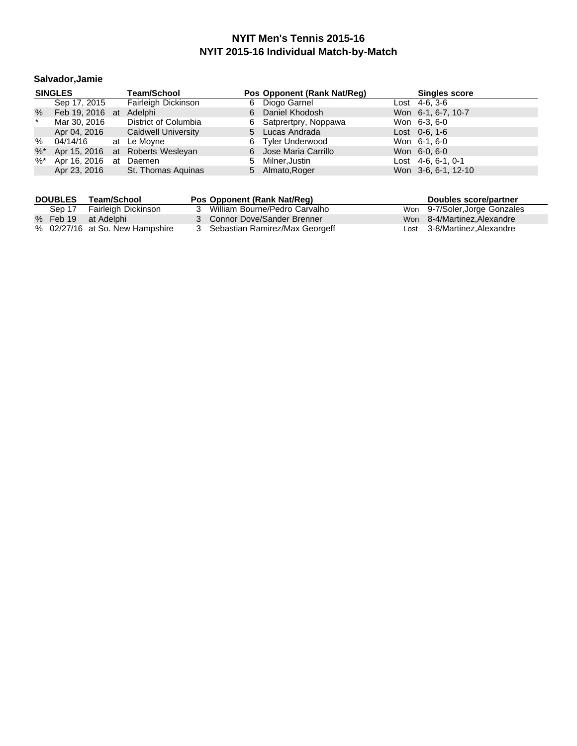# NYIT Men's Tennis 2015-16
## NYIT 2015-16 Individual Match-by-Match

### Salvador,Jamie

| | SINGLES | | Team/School | Pos | Opponent (Rank Nat/Reg) | | Singles score |
|---|---|---|---|---|---|---|---|
| | Sep 17, 2015 | | Fairleigh Dickinson | 6 | Diogo Garnel | Lost | 4-6, 3-6 |
| % | Feb 19, 2016 | at | Adelphi | 6 | Daniel Khodosh | Won | 6-1, 6-7, 10-7 |
| * | Mar 30, 2016 | | District of Columbia | 6 | Satprertpry, Noppawa | Won | 6-3, 6-0 |
| | Apr 04, 2016 | | Caldwell University | 5 | Lucas Andrada | Lost | 0-6, 1-6 |
| % | 04/14/16 | at | Le Moyne | 6 | Tyler Underwood | Won | 6-1, 6-0 |
| %* | Apr 15, 2016 | at | Roberts Wesleyan | 6 | Jose Maria Carrillo | Won | 6-0, 6-0 |
| %* | Apr 16, 2016 | at | Daemen | 5 | Milner,Justin | Lost | 4-6, 6-1, 0-1 |
| | Apr 23, 2016 | | St. Thomas Aquinas | 5 | Almato,Roger | Won | 3-6, 6-1, 12-10 |

| | DOUBLES | Team/School | Pos | Opponent (Rank Nat/Reg) | | Doubles score/partner |
|---|---|---|---|---|---|---|
| | Sep 17 | Fairleigh Dickinson | 3 | William Bourne/Pedro Carvalho | Won | 9-7/Soler,Jorge Gonzales |
| % | Feb 19 | at Adelphi | 3 | Connor Dove/Sander Brenner | Won | 8-4/Martinez,Alexandre |
| % | 02/27/16 | at So. New Hampshire | 3 | Sebastian Ramirez/Max Georgeff | Lost | 3-8/Martinez,Alexandre |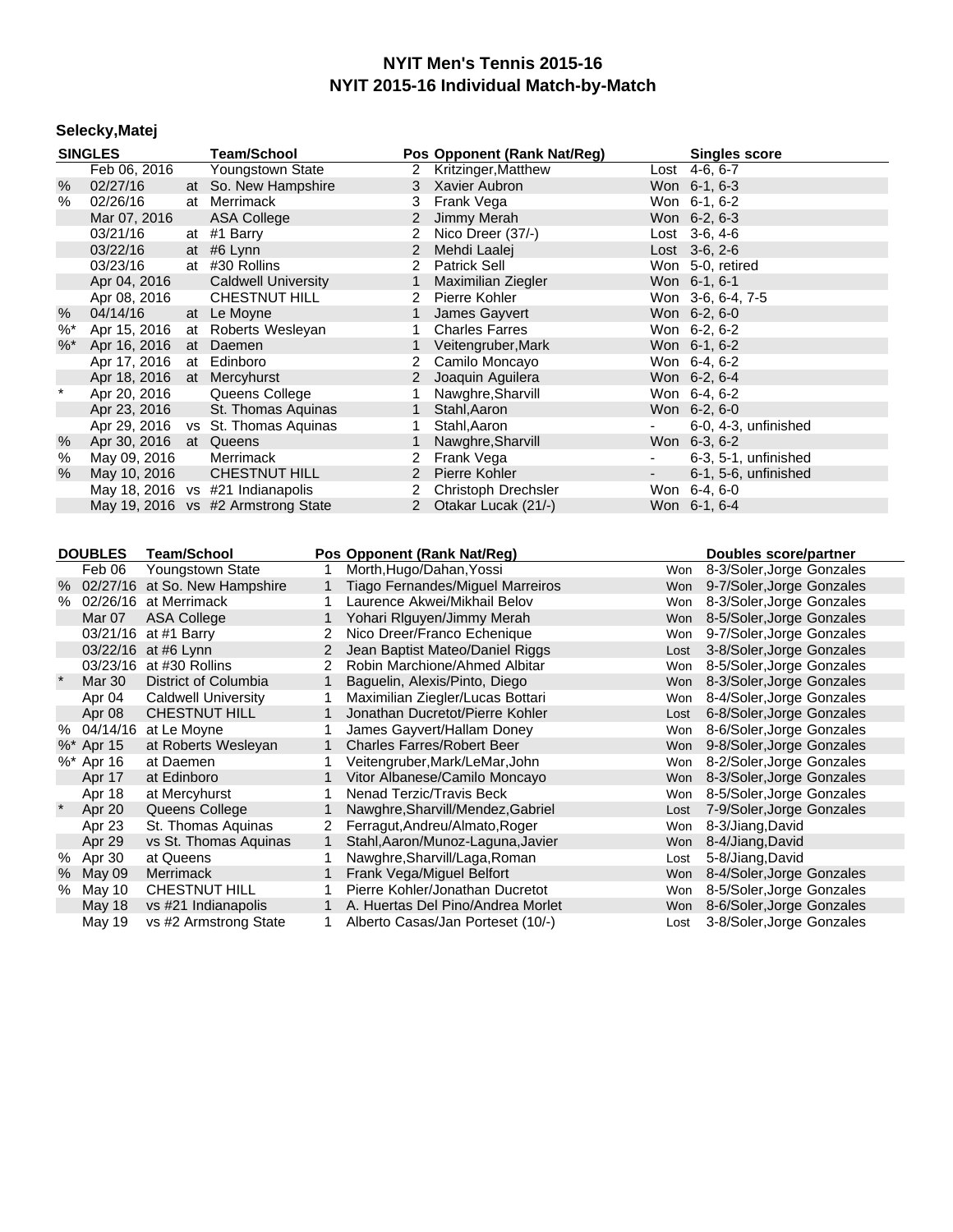# NYIT Men's Tennis 2015-16
## NYIT 2015-16 Individual Match-by-Match

### Selecky,Matej

| | SINGLES | | Team/School | Pos | Opponent (Rank Nat/Reg) | | Singles score |
|---|---|---|---|---|---|---|---|
| | Feb 06, 2016 | | Youngstown State | 2 | Kritzinger,Matthew | Lost | 4-6, 6-7 |
| % | 02/27/16 | at | So. New Hampshire | 3 | Xavier Aubron | Won | 6-1, 6-3 |
| % | 02/26/16 | at | Merrimack | 3 | Frank Vega | Won | 6-1, 6-2 |
| | Mar 07, 2016 | | ASA College | 2 | Jimmy Merah | Won | 6-2, 6-3 |
| | 03/21/16 | at | #1 Barry | 2 | Nico Dreer (37/-) | Lost | 3-6, 4-6 |
| | 03/22/16 | at | #6 Lynn | 2 | Mehdi Laalej | Lost | 3-6, 2-6 |
| | 03/23/16 | at | #30 Rollins | 2 | Patrick Sell | Won | 5-0, retired |
| | Apr 04, 2016 | | Caldwell University | 1 | Maximilian Ziegler | Won | 6-1, 6-1 |
| | Apr 08, 2016 | | CHESTNUT HILL | 2 | Pierre Kohler | Won | 3-6, 6-4, 7-5 |
| % | 04/14/16 | at | Le Moyne | 1 | James Gayvert | Won | 6-2, 6-0 |
| %* | Apr 15, 2016 | at | Roberts Wesleyan | 1 | Charles Farres | Won | 6-2, 6-2 |
| %* | Apr 16, 2016 | at | Daemen | 1 | Veitengruber,Mark | Won | 6-1, 6-2 |
| | Apr 17, 2016 | at | Edinboro | 2 | Camilo Moncayo | Won | 6-4, 6-2 |
| | Apr 18, 2016 | at | Mercyhurst | 2 | Joaquin Aguilera | Won | 6-2, 6-4 |
| * | Apr 20, 2016 | | Queens College | 1 | Nawghre,Sharvill | Won | 6-4, 6-2 |
| | Apr 23, 2016 | | St. Thomas Aquinas | 1 | Stahl,Aaron | Won | 6-2, 6-0 |
| | Apr 29, 2016 | vs | St. Thomas Aquinas | 1 | Stahl,Aaron | - | 6-0, 4-3, unfinished |
| % | Apr 30, 2016 | at | Queens | 1 | Nawghre,Sharvill | Won | 6-3, 6-2 |
| % | May 09, 2016 | | Merrimack | 2 | Frank Vega | - | 6-3, 5-1, unfinished |
| % | May 10, 2016 | | CHESTNUT HILL | 2 | Pierre Kohler | - | 6-1, 5-6, unfinished |
| | May 18, 2016 | vs | #21 Indianapolis | 2 | Christoph Drechsler | Won | 6-4, 6-0 |
| | May 19, 2016 | vs | #2 Armstrong State | 2 | Otakar Lucak (21/-) | Won | 6-1, 6-4 |

| | DOUBLES | Team/School | Pos | Opponent (Rank Nat/Reg) | | Doubles score/partner |
|---|---|---|---|---|---|---|
| | Feb 06 | Youngstown State | 1 | Morth,Hugo/Dahan,Yossi | Won | 8-3/Soler,Jorge Gonzales |
| % | 02/27/16 | at So. New Hampshire | 1 | Tiago Fernandes/Miguel Marreiros | Won | 9-7/Soler,Jorge Gonzales |
| % | 02/26/16 | at Merrimack | 1 | Laurence Akwei/Mikhail Belov | Won | 8-3/Soler,Jorge Gonzales |
| | Mar 07 | ASA College | 1 | Yohari Rlguyen/Jimmy Merah | Won | 8-5/Soler,Jorge Gonzales |
| | 03/21/16 | at #1 Barry | 2 | Nico Dreer/Franco Echenique | Won | 9-7/Soler,Jorge Gonzales |
| | 03/22/16 | at #6 Lynn | 2 | Jean Baptist Mateo/Daniel Riggs | Lost | 3-8/Soler,Jorge Gonzales |
| | 03/23/16 | at #30 Rollins | 2 | Robin Marchione/Ahmed Albitar | Won | 8-5/Soler,Jorge Gonzales |
| * | Mar 30 | District of Columbia | 1 | Baguelin, Alexis/Pinto, Diego | Won | 8-3/Soler,Jorge Gonzales |
| | Apr 04 | Caldwell University | 1 | Maximilian Ziegler/Lucas Bottari | Won | 8-4/Soler,Jorge Gonzales |
| | Apr 08 | CHESTNUT HILL | 1 | Jonathan Ducretot/Pierre Kohler | Lost | 6-8/Soler,Jorge Gonzales |
| % | 04/14/16 | at Le Moyne | 1 | James Gayvert/Hallam Doney | Won | 8-6/Soler,Jorge Gonzales |
| %* | Apr 15 | at Roberts Wesleyan | 1 | Charles Farres/Robert Beer | Won | 9-8/Soler,Jorge Gonzales |
| %* | Apr 16 | at Daemen | 1 | Veitengruber,Mark/LeMar,John | Won | 8-2/Soler,Jorge Gonzales |
| | Apr 17 | at Edinboro | 1 | Vitor Albanese/Camilo Moncayo | Won | 8-3/Soler,Jorge Gonzales |
| | Apr 18 | at Mercyhurst | 1 | Nenad Terzic/Travis Beck | Won | 8-5/Soler,Jorge Gonzales |
| * | Apr 20 | Queens College | 1 | Nawghre,Sharvill/Mendez,Gabriel | Lost | 7-9/Soler,Jorge Gonzales |
| | Apr 23 | St. Thomas Aquinas | 2 | Ferragut,Andreu/Almato,Roger | Won | 8-3/Jiang,David |
| | Apr 29 | vs St. Thomas Aquinas | 1 | Stahl,Aaron/Munoz-Laguna,Javier | Won | 8-4/Jiang,David |
| % | Apr 30 | at Queens | 1 | Nawghre,Sharvill/Laga,Roman | Lost | 5-8/Jiang,David |
| % | May 09 | Merrimack | 1 | Frank Vega/Miguel Belfort | Won | 8-4/Soler,Jorge Gonzales |
| % | May 10 | CHESTNUT HILL | 1 | Pierre Kohler/Jonathan Ducretot | Won | 8-5/Soler,Jorge Gonzales |
| | May 18 | vs #21 Indianapolis | 1 | A. Huertas Del Pino/Andrea Morlet | Won | 8-6/Soler,Jorge Gonzales |
| | May 19 | vs #2 Armstrong State | 1 | Alberto Casas/Jan Porteset (10/-) | Lost | 3-8/Soler,Jorge Gonzales |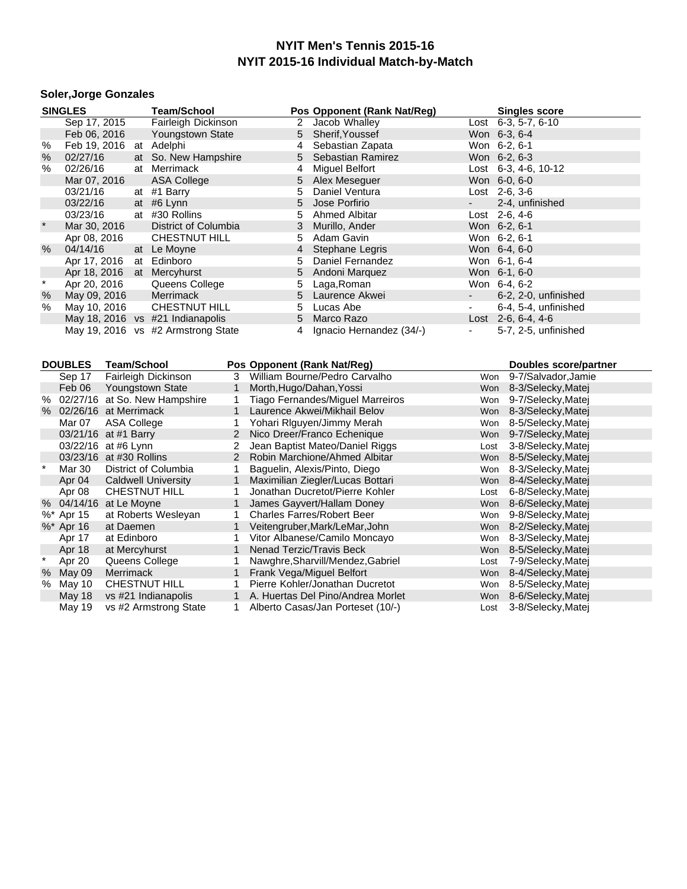# NYIT Men's Tennis 2015-16
## NYIT 2015-16 Individual Match-by-Match

### Soler,Jorge Gonzales

| SINGLES | | | Team/School | Pos | Opponent (Rank Nat/Reg) | | Singles score |
|---|---|---|---|---|---|---|---|
| | Sep 17, 2015 | | Fairleigh Dickinson | 2 | Jacob Whalley | Lost | 6-3, 5-7, 6-10 |
| | Feb 06, 2016 | | Youngstown State | 5 | Sherif,Youssef | Won | 6-3, 6-4 |
| % | Feb 19, 2016 | at | Adelphi | 4 | Sebastian Zapata | Won | 6-2, 6-1 |
| % | 02/27/16 | at | So. New Hampshire | 5 | Sebastian Ramirez | Won | 6-2, 6-3 |
| % | 02/26/16 | at | Merrimack | 4 | Miguel Belfort | Lost | 6-3, 4-6, 10-12 |
| | Mar 07, 2016 | | ASA College | 5 | Alex Meseguer | Won | 6-0, 6-0 |
| | 03/21/16 | at | #1 Barry | 5 | Daniel Ventura | Lost | 2-6, 3-6 |
| | 03/22/16 | at | #6 Lynn | 5 | Jose Porfirio | - | 2-4, unfinished |
| | 03/23/16 | at | #30 Rollins | 5 | Ahmed Albitar | Lost | 2-6, 4-6 |
| * | Mar 30, 2016 | | District of Columbia | 3 | Murillo, Ander | Won | 6-2, 6-1 |
| | Apr 08, 2016 | | CHESTNUT HILL | 5 | Adam Gavin | Won | 6-2, 6-1 |
| % | 04/14/16 | at | Le Moyne | 4 | Stephane Legris | Won | 6-4, 6-0 |
| | Apr 17, 2016 | at | Edinboro | 5 | Daniel Fernandez | Won | 6-1, 6-4 |
| | Apr 18, 2016 | at | Mercyhurst | 5 | Andoni Marquez | Won | 6-1, 6-0 |
| * | Apr 20, 2016 | | Queens College | 5 | Laga,Roman | Won | 6-4, 6-2 |
| % | May 09, 2016 | | Merrimack | 5 | Laurence Akwei | - | 6-2, 2-0, unfinished |
| % | May 10, 2016 | | CHESTNUT HILL | 5 | Lucas Abe | - | 6-4, 5-4, unfinished |
| | May 18, 2016 | vs | #21 Indianapolis | 5 | Marco Razo | Lost | 2-6, 6-4, 4-6 |
| | May 19, 2016 | vs | #2 Armstrong State | 4 | Ignacio Hernandez (34/-) | - | 5-7, 2-5, unfinished |

| | DOUBLES | Team/School | Pos | Opponent (Rank Nat/Reg) | | Doubles score/partner |
|---|---|---|---|---|---|---|
| | Sep 17 | Fairleigh Dickinson | 3 | William Bourne/Pedro Carvalho | Won | 9-7/Salvador,Jamie |
| | Feb 06 | Youngstown State | 1 | Morth,Hugo/Dahan,Yossi | Won | 8-3/Selecky,Matej |
| % | 02/27/16 | at So. New Hampshire | 1 | Tiago Fernandes/Miguel Marreiros | Won | 9-7/Selecky,Matej |
| % | 02/26/16 | at Merrimack | 1 | Laurence Akwei/Mikhail Belov | Won | 8-3/Selecky,Matej |
| | Mar 07 | ASA College | 1 | Yohari RIguyen/Jimmy Merah | Won | 8-5/Selecky,Matej |
| | 03/21/16 | at #1 Barry | 2 | Nico Dreer/Franco Echenique | Won | 9-7/Selecky,Matej |
| | 03/22/16 | at #6 Lynn | 2 | Jean Baptist Mateo/Daniel Riggs | Lost | 3-8/Selecky,Matej |
| | 03/23/16 | at #30 Rollins | 2 | Robin Marchione/Ahmed Albitar | Won | 8-5/Selecky,Matej |
| * | Mar 30 | District of Columbia | 1 | Baguelin, Alexis/Pinto, Diego | Won | 8-3/Selecky,Matej |
| | Apr 04 | Caldwell University | 1 | Maximilian Ziegler/Lucas Bottari | Won | 8-4/Selecky,Matej |
| | Apr 08 | CHESTNUT HILL | 1 | Jonathan Ducretot/Pierre Kohler | Lost | 6-8/Selecky,Matej |
| % | 04/14/16 | at Le Moyne | 1 | James Gayvert/Hallam Doney | Won | 8-6/Selecky,Matej |
| %* | Apr 15 | at Roberts Wesleyan | 1 | Charles Farres/Robert Beer | Won | 9-8/Selecky,Matej |
| %* | Apr 16 | at Daemen | 1 | Veitengruber,Mark/LeMar,John | Won | 8-2/Selecky,Matej |
| | Apr 17 | at Edinboro | 1 | Vitor Albanese/Camilo Moncayo | Won | 8-3/Selecky,Matej |
| | Apr 18 | at Mercyhurst | 1 | Nenad Terzic/Travis Beck | Won | 8-5/Selecky,Matej |
| * | Apr 20 | Queens College | 1 | Nawghre,Sharvill/Mendez,Gabriel | Lost | 7-9/Selecky,Matej |
| % | May 09 | Merrimack | 1 | Frank Vega/Miguel Belfort | Won | 8-4/Selecky,Matej |
| % | May 10 | CHESTNUT HILL | 1 | Pierre Kohler/Jonathan Ducretot | Won | 8-5/Selecky,Matej |
| | May 18 | vs #21 Indianapolis | 1 | A. Huertas Del Pino/Andrea Morlet | Won | 8-6/Selecky,Matej |
| | May 19 | vs #2 Armstrong State | 1 | Alberto Casas/Jan Porteset (10/-) | Lost | 3-8/Selecky,Matej |